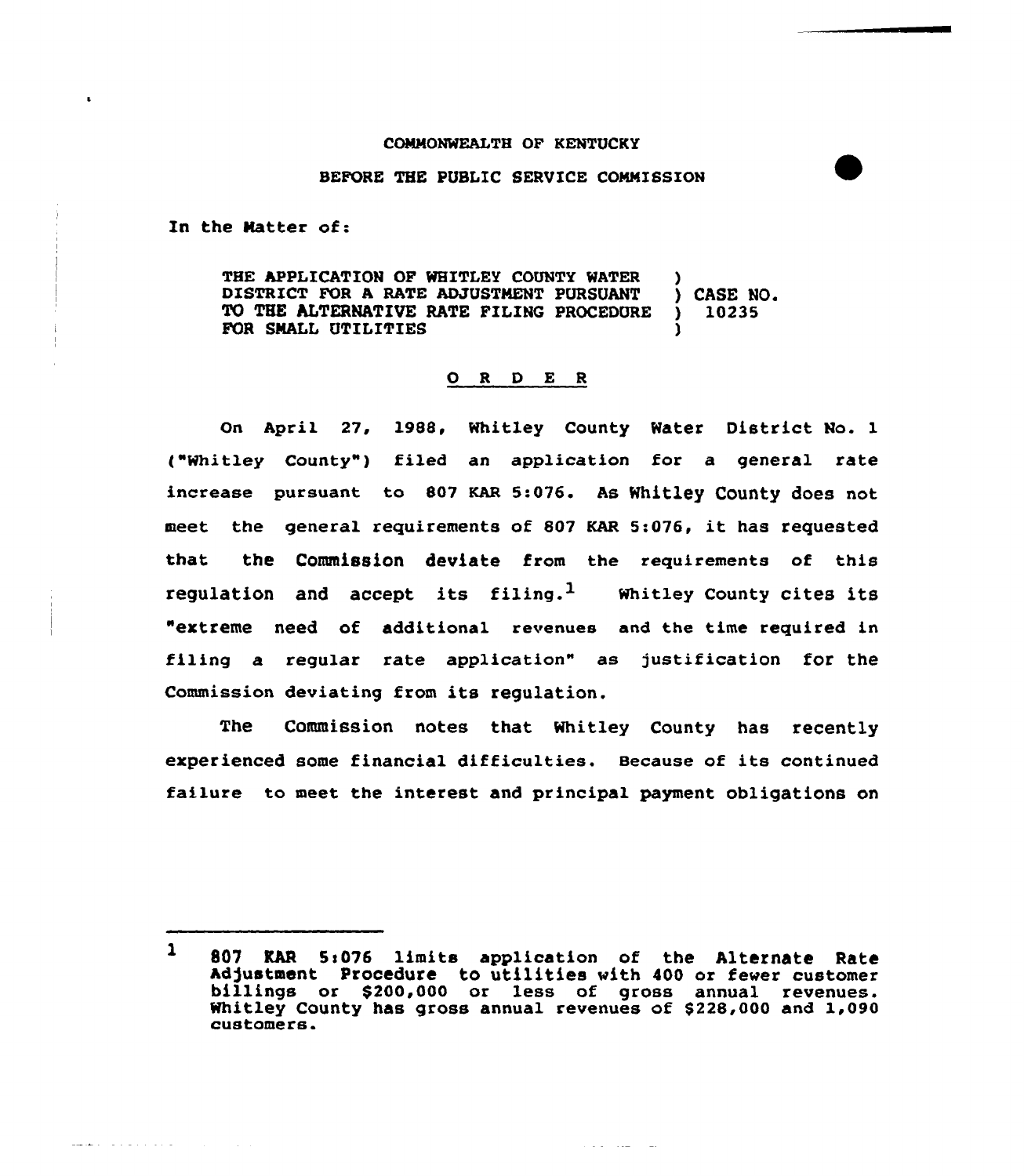COMMONWEALTH OF KENTUCKY

BEFORE THE PUBLIC SERVICE COMMISSION

In the Matter of:

THE APPLICATION OF WHITLEY COUNTY WATER DISTRICT FOR A RATE ADJUSTMENT PURSUANT TO THE ALTERNATIVE RATE FILING PROCEDURE FOR SMALL UTILITIES ) CASE NO. 10235

## O R D E R

On April 27, 1988, Whitley County Water District No. 1 ("Whitley County") filed an application for a general rate increase pursuant to 807 KAR 5:076. As Whitley County does not meet the general requirements of 807 KAR 5:076, it has requested that the Commission deviate from the requirements of this regulation and accept its filing.[1] Whitley County cites its "extreme need of additional revenues and the time required in filing a regular rate application" as justification for the Commission deviating from its regulation.

The Commission notes that Whitley County has recently experienced some financial difficulties. Because of its continued failure to meet the interest and principal payment obligations on

---

[1] 807 KAR 5:076 limits application of the Alternate Rate Adjustment Procedure to utilities with 400 or fewer customer billings or $200,000 or less of gross annual revenues. Whitley County has gross annual revenues of $228,000 and 1,090 customers.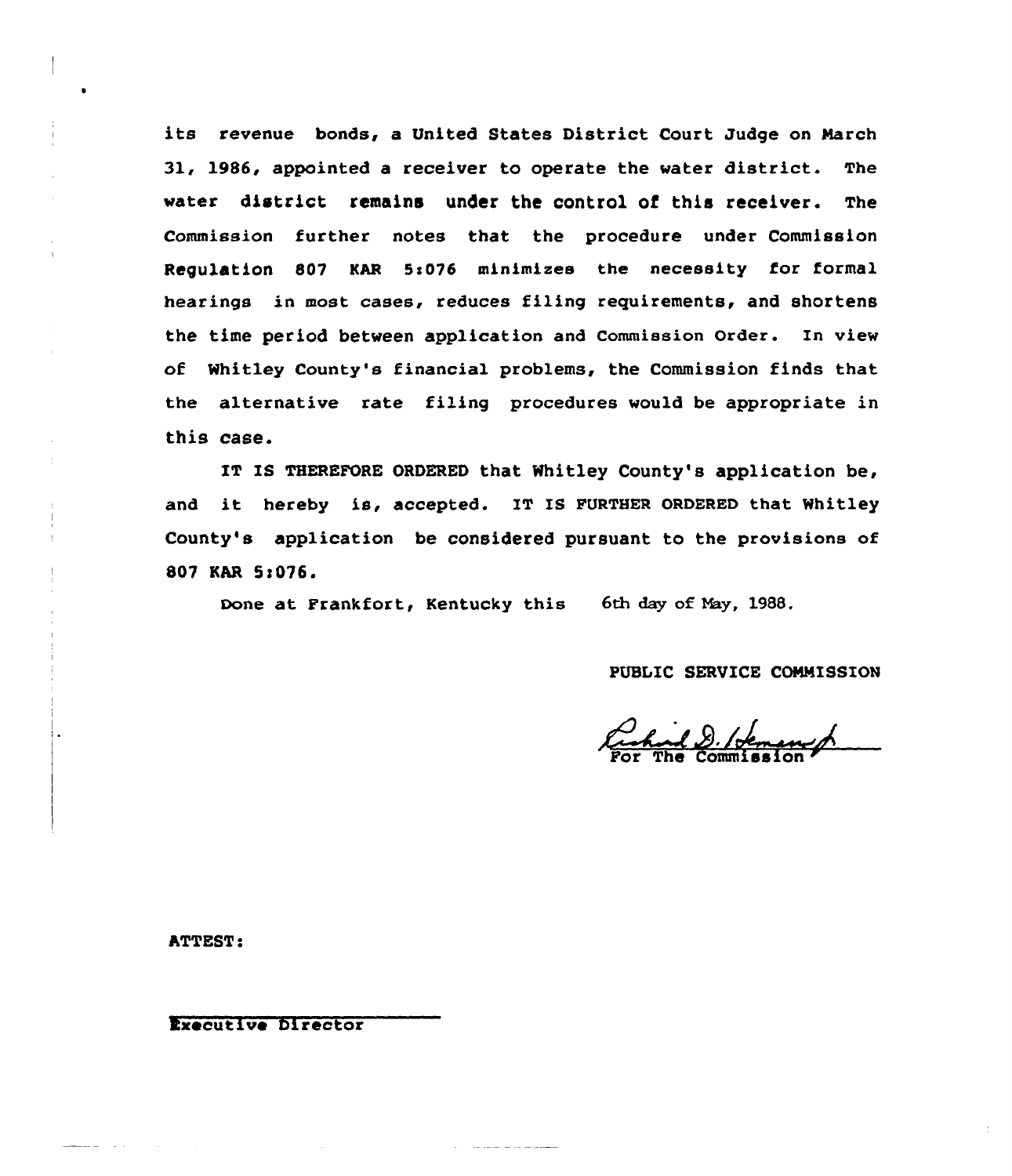its revenue bonds, a United States District Court Judge on March 31, 1986, appointed a receiver to operate the water district. The water district remains under the control of this receiver. The Commission further notes that the procedure under Commission Regulation 807 KAR 5:076 minimizes the necessity for formal hearings in most cases, reduces filing requirements, and shortens the time period between application and Commission Order. In view of Whitley County's financial problems, the Commission finds that the alternative rate filing procedures would be appropriate in this case.

IT IS THEREFORE ORDERED that Whitley County's application be, and it hereby is, accepted. IT IS FURTHER ORDERED that Whitley County's application be considered pursuant to the provisions of 807 KAR 5:076.

Done at Frankfort, Kentucky this 6th day of May, 1988.

PUBLIC SERVICE COMMISSION

For The Commission

ATTEST:

Executive Director